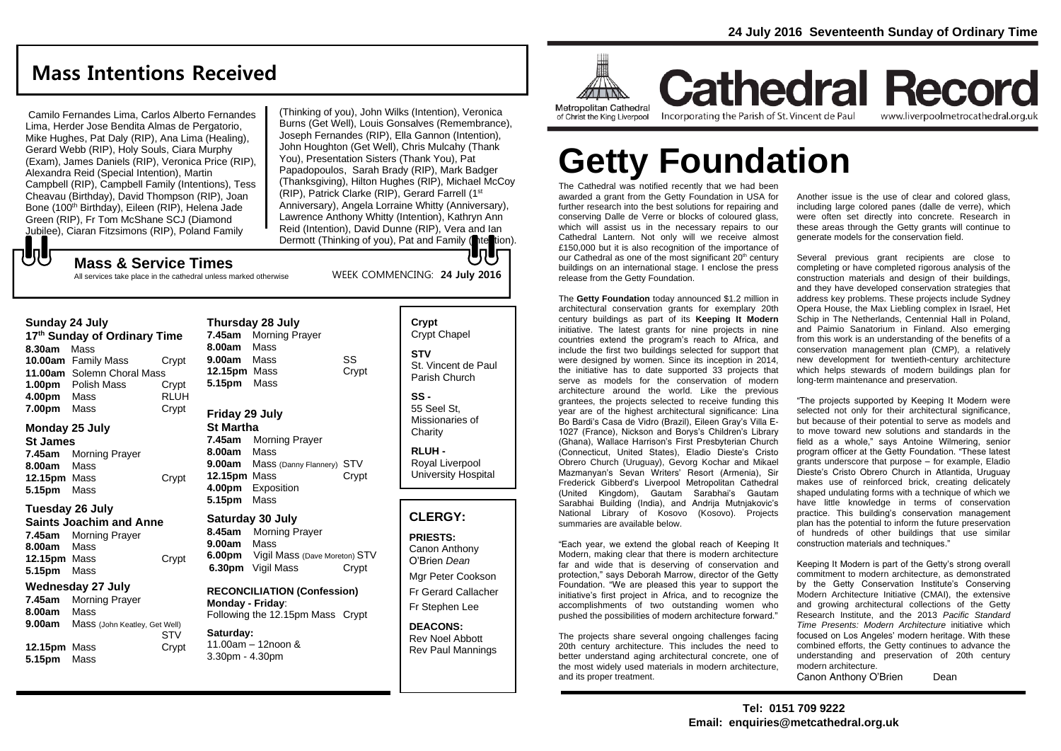24 July 2016 Seventeenth Sunday of Ordinary Time

# Cathedral Record

Metropolitan Cathedral of Christ the King Liverpool — Incorporating the Parish of St. Vincent de Paul — www.liverpoolmetrocathedral.org.uk

## Mass Intentions Received

Camilo Fernandes Lima, Carlos Alberto Fernandes Lima, Herder Jose Bendita Almas de Pergatorio, Mike Hughes, Pat Daly (RIP), Ana Lima (Healing), Gerard Webb (RIP), Holy Souls, Ciara Murphy (Exam), James Daniels (RIP), Veronica Price (RIP), Alexandra Reid (Special Intention), Martin Campbell (RIP), Campbell Family (Intentions), Tess Cheavau (Birthday), David Thompson (RIP), Joan Bone (100th Birthday), Eileen (RIP), Helena Jade Green (RIP), Fr Tom McShane SCJ (Diamond Jubilee), Ciaran Fitzsimons (RIP), Poland Family (Thinking of you), John Wilks (Intention), Veronica Burns (Get Well), Louis Gonsalves (Remembrance), Joseph Fernandes (RIP), Ella Gannon (Intention), John Houghton (Get Well), Chris Mulcahy (Thank You), Presentation Sisters (Thank You), Pat Papadopoulos, Sarah Brady (RIP), Mark Badger (Thanksgiving), Hilton Hughes (RIP), Michael McCoy (RIP), Patrick Clarke (RIP), Gerard Farrell (1st Anniversary), Angela Lorraine Whitty (Anniversary), Lawrence Anthony Whitty (Intention), Kathryn Ann Reid (Intention), David Dunne (RIP), Vera and Ian Dermott (Thinking of you), Pat and Family (Intention).

## Mass & Service Times

All services take place in the cathedral unless marked otherwise

WEEK COMMENCING: **24 July 2016**

### Sunday 24 July
**17th Sunday of Ordinary Time**

- **8.30am** Mass
- **10.00am** Family Mass — Crypt
- **11.00am** Solemn Choral Mass
- **1.00pm** Polish Mass — Crypt
- **4.00pm** Mass — RLUH
- **7.00pm** Mass — Crypt

### Monday 25 July
**St James**

- **7.45am** Morning Prayer
- **8.00am** Mass
- **12.15pm** Mass — Crypt
- **5.15pm** Mass

### Tuesday 26 July
**Saints Joachim and Anne**

- **7.45am** Morning Prayer
- **8.00am** Mass
- **12.15pm** Mass — Crypt
- **5.15pm** Mass

### Wednesday 27 July

- **7.45am** Morning Prayer
- **8.00am** Mass
- **9.00am** Mass (John Keatley, Get Well) — STV
- **12.15pm** Mass — Crypt
- **5.15pm** Mass

### Thursday 28 July

- **7.45am** Morning Prayer
- **8.00am** Mass
- **9.00am** Mass — SS
- **12.15pm** Mass — Crypt
- **5.15pm** Mass

### Friday 29 July
**St Martha**

- **7.45am** Morning Prayer
- **8.00am** Mass
- **9.00am** Mass (Danny Flannery) — STV
- **12.15pm** Mass — Crypt
- **4.00pm** Exposition
- **5.15pm** Mass

### Saturday 30 July

- **8.45am** Morning Prayer
- **9.00am** Mass
- **6.00pm** Vigil Mass (Dave Moreton) — STV
- **6.30pm** Vigil Mass — Crypt

**RECONCILIATION (Confession)**
**Monday - Friday**: Following the 12.15pm Mass — Crypt

**Saturday:** 11.00am – 12noon & 3.30pm - 4.30pm

**Crypt** Crypt Chapel

**STV** St. Vincent de Paul Parish Church

**SS -** 55 Seel St, Missionaries of Charity

**RLUH -** Royal Liverpool University Hospital

## CLERGY:

**PRIESTS:**
Canon Anthony O'Brien *Dean*
Mgr Peter Cookson
Fr Gerard Callacher
Fr Stephen Lee

**DEACONS:**
Rev Noel Abbott
Rev Paul Mannings

# Getty Foundation

The Cathedral was notified recently that we had been awarded a grant from the Getty Foundation in USA for further research into the best solutions for repairing and conserving Dalle de Verre or blocks of coloured glass, which will assist us in the necessary repairs to our Cathedral Lantern. Not only will we receive almost £150,000 but it is also recognition of the importance of our Cathedral as one of the most significant 20th century buildings on an international stage. I enclose the press release from the Getty Foundation.

The **Getty Foundation** today announced $1.2 million in architectural conservation grants for exemplary 20th century buildings as part of its **Keeping It Modern** initiative. The latest grants for nine projects in nine countries extend the program's reach to Africa, and include the first two buildings selected for support that were designed by women. Since its inception in 2014, the initiative has to date supported 33 projects that serve as models for the conservation of modern architecture around the world. Like the previous grantees, the projects selected to receive funding this year are of the highest architectural significance: Lina Bo Bardi's Casa de Vidro (Brazil), Eileen Gray's Villa E-1027 (France), Nickson and Borys's Children's Library (Ghana), Wallace Harrison's First Presbyterian Church (Connecticut, United States), Eladio Dieste's Cristo Obrero Church (Uruguay), Gevorg Kochar and Mikael Mazmanyan's Sevan Writers' Resort (Armenia), Sir Frederick Gibberd's Liverpool Metropolitan Cathedral (United Kingdom), Gautam Sarabhai's Gautam Sarabhai Building (India), and Andrija Mutnjakovic's National Library of Kosovo (Kosovo). Projects summaries are available below.

"Each year, we extend the global reach of Keeping It Modern, making clear that there is modern architecture far and wide that is deserving of conservation and protection," says Deborah Marrow, director of the Getty Foundation. "We are pleased this year to support the initiative's first project in Africa, and to recognize the accomplishments of two outstanding women who pushed the possibilities of modern architecture forward."

The projects share several ongoing challenges facing 20th century architecture. This includes the need to better understand aging architectural concrete, one of the most widely used materials in modern architecture, and its proper treatment.

Another issue is the use of clear and colored glass, including large colored panes (dalle de verre), which were often set directly into concrete. Research in these areas through the Getty grants will continue to generate models for the conservation field.

Several previous grant recipients are close to completing or have completed rigorous analysis of the construction materials and design of their buildings, and they have developed conservation strategies that address key problems. These projects include Sydney Opera House, the Max Liebling complex in Israel, Het Schip in The Netherlands, Centennial Hall in Poland, and Paimio Sanatorium in Finland. Also emerging from this work is an understanding of the benefits of a conservation management plan (CMP), a relatively new development for twentieth-century architecture which helps stewards of modern buildings plan for long-term maintenance and preservation.

"The projects supported by Keeping It Modern were selected not only for their architectural significance, but because of their potential to serve as models and to move toward new solutions and standards in the field as a whole," says Antoine Wilmering, senior program officer at the Getty Foundation. "These latest grants underscore that purpose – for example, Eladio Dieste's Cristo Obrero Church in Atlantida, Uruguay makes use of reinforced brick, creating delicately shaped undulating forms with a technique of which we have little knowledge in terms of conservation practice. This building's conservation management plan has the potential to inform the future preservation of hundreds of other buildings that use similar construction materials and techniques."

Keeping It Modern is part of the Getty's strong overall commitment to modern architecture, as demonstrated by the Getty Conservation Institute's Conserving Modern Architecture Initiative (CMAI), the extensive and growing architectural collections of the Getty Research Institute, and the 2013 *Pacific Standard Time Presents: Modern Architecture* initiative which focused on Los Angeles' modern heritage. With these combined efforts, the Getty continues to advance the understanding and preservation of 20th century modern architecture.

Canon Anthony O'Brien — Dean

**Tel: 0151 709 9222**
**Email: enquiries@metcathedral.org.uk**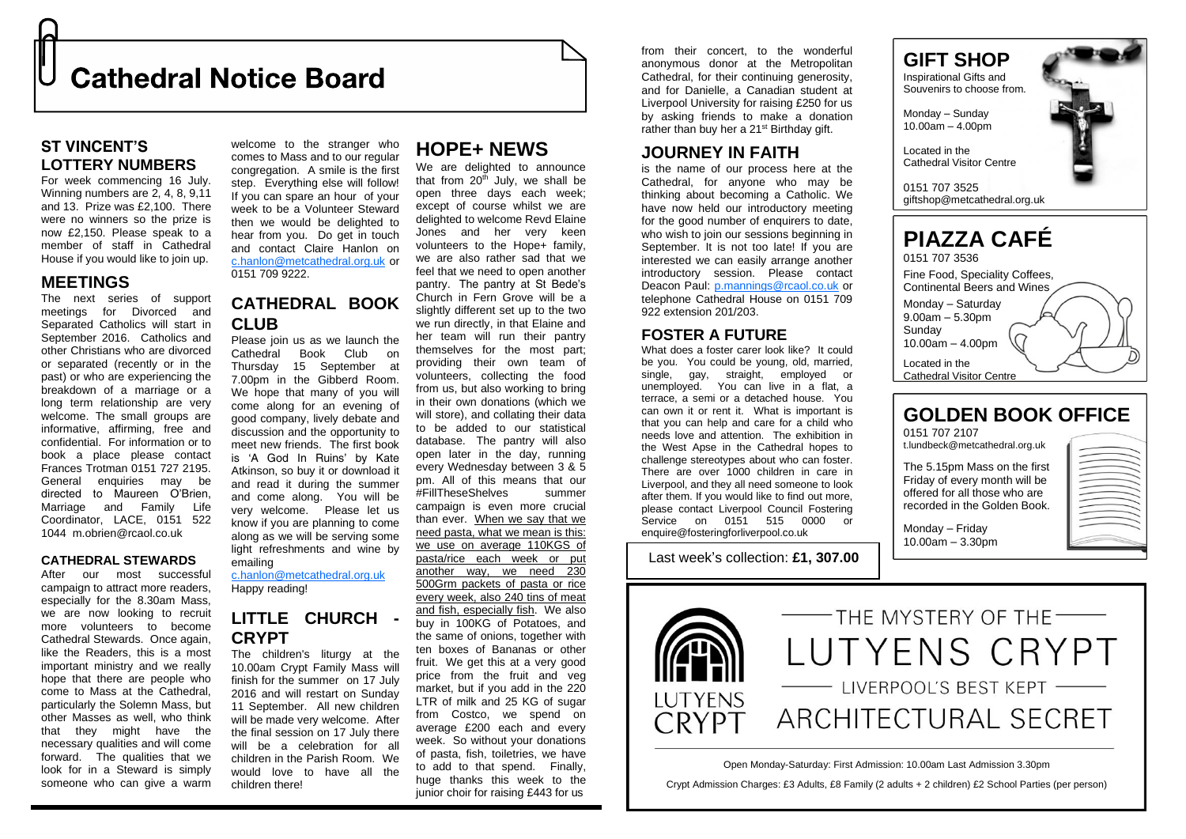# Cathedral Notice Board

## ST VINCENT'S LOTTERY NUMBERS

For week commencing 16 July. Winning numbers are 2, 4, 8, 9,11 and 13. Prize was £2,100. There were no winners so the prize is now £2,150. Please speak to a member of staff in Cathedral House if you would like to join up.

## MEETINGS

The next series of support meetings for Divorced and Separated Catholics will start in September 2016. Catholics and other Christians who are divorced or separated (recently or in the past) or who are experiencing the breakdown of a marriage or a long term relationship are very welcome. The small groups are informative, affirming, free and confidential. For information or to book a place please contact Frances Trotman 0151 727 2195. General enquiries may be directed to Maureen O'Brien, Marriage and Family Life Coordinator, LACE, 0151 522 1044 m.obrien@rcaol.co.uk

### CATHEDRAL STEWARDS

After our most successful campaign to attract more readers, especially for the 8.30am Mass, we are now looking to recruit more volunteers to become Cathedral Stewards. Once again, like the Readers, this is a most important ministry and we really hope that there are people who come to Mass at the Cathedral, particularly the Solemn Mass, but other Masses as well, who think that they might have the necessary qualities and will come forward. The qualities that we look for in a Steward is simply someone who can give a warm welcome to the stranger who comes to Mass and to our regular congregation. A smile is the first step. Everything else will follow! If you can spare an hour of your week to be a Volunteer Steward then we would be delighted to hear from you. Do get in touch and contact Claire Hanlon on c.hanlon@metcathedral.org.uk or 0151 709 9222.

## CATHEDRAL BOOK CLUB

Please join us as we launch the Cathedral Book Club on Thursday 15 September at 7.00pm in the Gibberd Room. We hope that many of you will come along for an evening of good company, lively debate and discussion and the opportunity to meet new friends. The first book is 'A God In Ruins' by Kate Atkinson, so buy it or download it and read it during the summer and come along. You will be very welcome. Please let us know if you are planning to come along as we will be serving some light refreshments and wine by emailing c.hanlon@metcathedral.org.uk

Happy reading!

## LITTLE CHURCH - CRYPT

The children's liturgy at the 10.00am Crypt Family Mass will finish for the summer on 17 July 2016 and will restart on Sunday 11 September. All new children will be made very welcome. After the final session on 17 July there will be a celebration for all children in the Parish Room. We would love to have all the children there!

## HOPE+ NEWS

We are delighted to announce that from 20th July, we shall be open three days each week; except of course whilst we are delighted to welcome Revd Elaine Jones and her very keen volunteers to the Hope+ family, we are also rather sad that we feel that we need to open another pantry. The pantry at St Bede's Church in Fern Grove will be a slightly different set up to the two we run directly, in that Elaine and her team will run their pantry themselves for the most part; providing their own team of volunteers, collecting the food from us, but also working to bring in their own donations (which we will store), and collating their data to be added to our statistical database. The pantry will also open later in the day, running every Wednesday between 3 & 5 pm. All of this means that our #FillTheseShelves summer campaign is even more crucial than ever. When we say that we need pasta, what we mean is this: we use on average 110KGS of pasta/rice each week or put another way, we need 230 500Grm packets of pasta or rice every week, also 240 tins of meat and fish, especially fish. We also buy in 100KG of Potatoes, and the same of onions, together with ten boxes of Bananas or other fruit. We get this at a very good price from the fruit and veg market, but if you add in the 220 LTR of milk and 25 KG of sugar from Costco, we spend on average £200 each and every week. So without your donations of pasta, fish, toiletries, we have to add to that spend. Finally, huge thanks this week to the junior choir for raising £443 for us from their concert, to the wonderful anonymous donor at the Metropolitan Cathedral, for their continuing generosity, and for Danielle, a Canadian student at Liverpool University for raising £250 for us by asking friends to make a donation rather than buy her a 21st Birthday gift.

## JOURNEY IN FAITH

is the name of our process here at the Cathedral, for anyone who may be thinking about becoming a Catholic. We have now held our introductory meeting for the good number of enquirers to date, who wish to join our sessions beginning in September. It is not too late! If you are interested we can easily arrange another introductory session. Please contact Deacon Paul: p.mannings@rcaol.co.uk or telephone Cathedral House on 0151 709 922 extension 201/203.

## FOSTER A FUTURE

What does a foster carer look like? It could be you. You could be young, old, married, single, gay, straight, employed or unemployed. You can live in a flat, a terrace, a semi or a detached house. You can own it or rent it. What is important is that you can help and care for a child who needs love and attention. The exhibition in the West Apse in the Cathedral hopes to challenge stereotypes about who can foster. There are over 1000 children in care in Liverpool, and they all need someone to look after them. If you would like to find out more, please contact Liverpool Council Fostering Service on 0151 515 0000 or enquire@fosteringforliverpool.co.uk

Last week's collection: **£1, 307.00**

## GIFT SHOP

Inspirational Gifts and Souvenirs to choose from.

Monday – Sunday
10.00am – 4.00pm

Located in the Cathedral Visitor Centre

0151 707 3525
giftshop@metcathedral.org.uk

## PIAZZA CAFÉ

0151 707 3536

Fine Food, Speciality Coffees, Continental Beers and Wines

Monday – Saturday
9.00am – 5.30pm
Sunday
10.00am – 4.00pm

Located in the Cathedral Visitor Centre

## GOLDEN BOOK OFFICE

0151 707 2107
t.lundbeck@metcathedral.org.uk

The 5.15pm Mass on the first Friday of every month will be offered for all those who are recorded in the Golden Book.

Monday – Friday
10.00am – 3.30pm

LUTYENS CRYPT

THE MYSTERY OF THE LUTYENS CRYPT — LIVERPOOL'S BEST KEPT — ARCHITECTURAL SECRET

Open Monday-Saturday: First Admission: 10.00am Last Admission 3.30pm

Crypt Admission Charges: £3 Adults, £8 Family (2 adults + 2 children) £2 School Parties (per person)